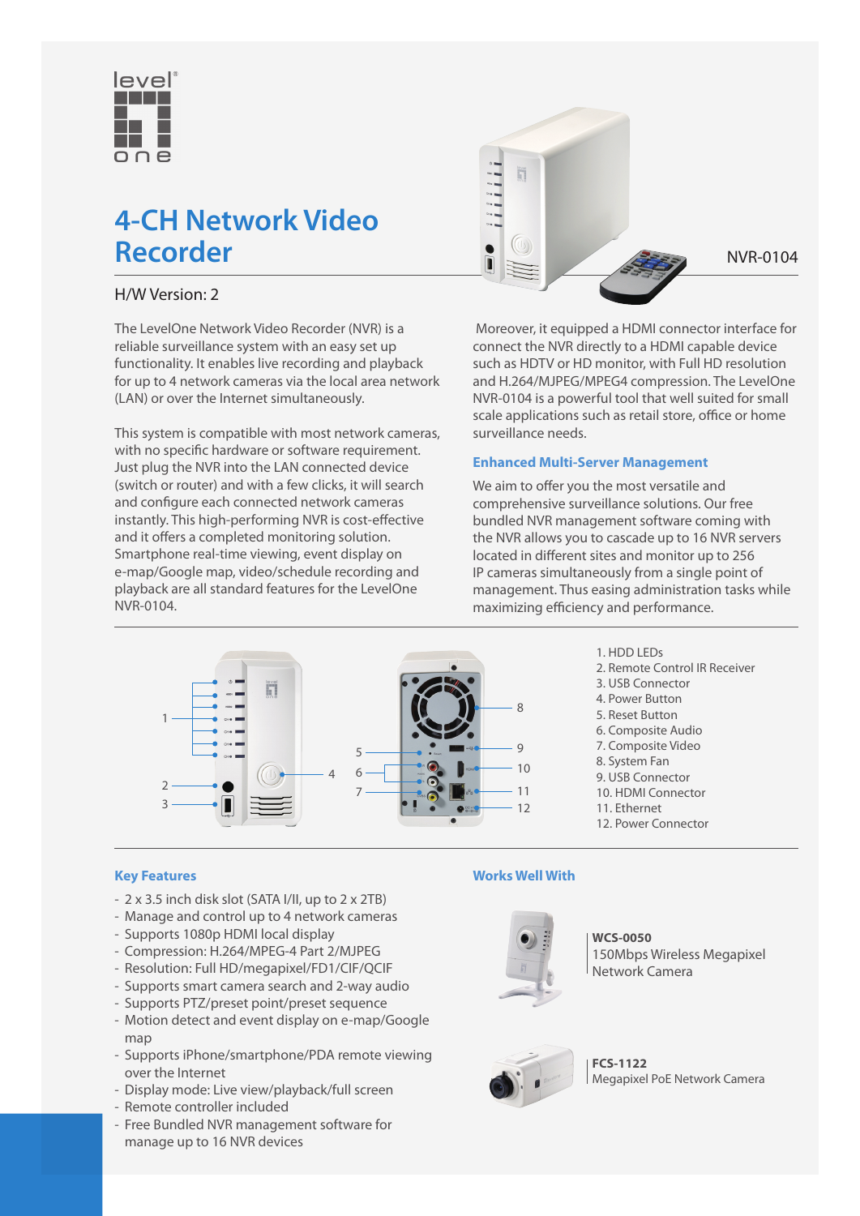# 4-CH Network Video Recorder

NVR-0104

H/W Version: 2

The LevelOne Network Video Recorder (NVR) is a reliable surveillance system with an easy set up functionality. It enables live recording and playback for up to 4 network cameras via the local area network (LAN) or over the Internet simultaneously.

This system is compatible with most network cameras, with no specific hardware or software requirement. Just plug the NVR into the LAN connected device (switch or router) and with a few clicks, it will search and configure each connected network cameras instantly. This high-performing NVR is cost-effective and it offers a completed monitoring solution. Smartphone real-time viewing, event display on e-map/Google map, video/schedule recording and playback are all standard features for the LevelOne NVR-0104.

Moreover, it equipped a HDMI connector interface for connect the NVR directly to a HDMI capable device such as HDTV or HD monitor, with Full HD resolution and H.264/MJPEG/MPEG4 compression. The LevelOne NVR-0104 is a powerful tool that well suited for small scale applications such as retail store, office or home surveillance needs.

### Enhanced Multi-Server Management

We aim to offer you the most versatile and comprehensive surveillance solutions. Our free bundled NVR management software coming with the NVR allows you to cascade up to 16 NVR servers located in different sites and monitor up to 256 IP cameras simultaneously from a single point of management. Thus easing administration tasks while maximizing efficiency and performance.

1. HDD LEDs
2. Remote Control IR Receiver
3. USB Connector
4. Power Button
5. Reset Button
6. Composite Audio
7. Composite Video
8. System Fan
9. USB Connector
10. HDMI Connector
11. Ethernet
12. Power Connector

### Key Features

- 2 x 3.5 inch disk slot (SATA I/II, up to 2 x 2TB)
- Manage and control up to 4 network cameras
- Supports 1080p HDMI local display
- Compression: H.264/MPEG-4 Part 2/MJPEG
- Resolution: Full HD/megapixel/FD1/CIF/QCIF
- Supports smart camera search and 2-way audio
- Supports PTZ/preset point/preset sequence
- Motion detect and event display on e-map/Google map
- Supports iPhone/smartphone/PDA remote viewing over the Internet
- Display mode: Live view/playback/full screen
- Remote controller included
- Free Bundled NVR management software for manage up to 16 NVR devices

### Works Well With

**WCS-0050**
150Mbps Wireless Megapixel Network Camera

**FCS-1122**
Megapixel PoE Network Camera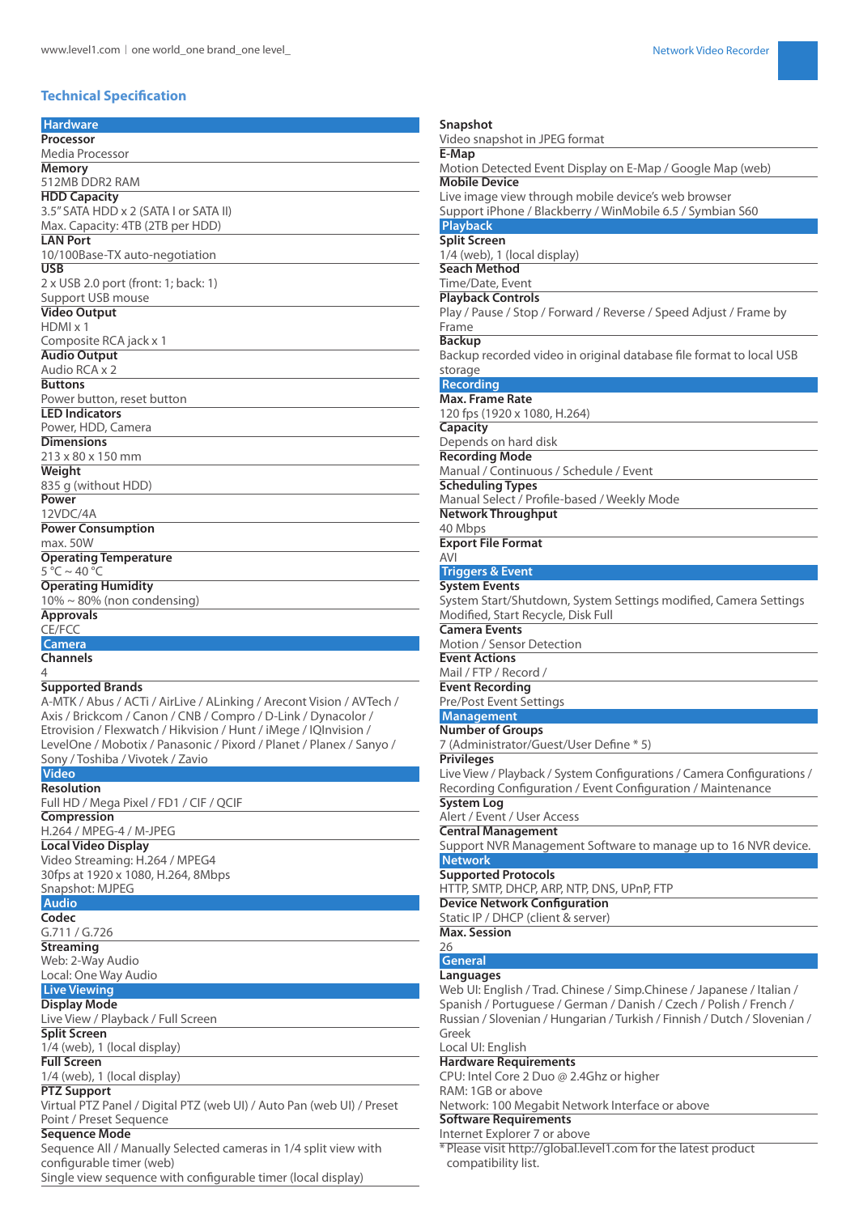## Technical Specification

### Hardware

**Processor**
Media Processor

**Memory**
512MB DDR2 RAM

**HDD Capacity**
3.5" SATA HDD x 2 (SATA I or SATA II)
Max. Capacity: 4TB (2TB per HDD)

**LAN Port**
10/100Base-TX auto-negotiation

**USB**
2 x USB 2.0 port (front: 1; back: 1)
Support USB mouse

**Video Output**
HDMI x 1
Composite RCA jack x 1

**Audio Output**
Audio RCA x 2

**Buttons**
Power button, reset button

**LED Indicators**
Power, HDD, Camera

**Dimensions**
213 x 80 x 150 mm

**Weight**
835 g (without HDD)

**Power**
12VDC/4A

**Power Consumption**
max. 50W

**Operating Temperature**
5 °C ~ 40 °C

**Operating Humidity**
10% ~ 80% (non condensing)

**Approvals**
CE/FCC

### Camera

**Channels**
4

**Supported Brands**
A-MTK / Abus / ACTi / AirLive / ALinking / Arecont Vision / AVTech / Axis / Brickcom / Canon / CNB / Compro / D-Link / Dynacolor / Etrovision / Flexwatch / Hikvision / Hunt / iMege / IQInvision / LevelOne / Mobotix / Panasonic / Pixord / Planet / Planex / Sanyo / Sony / Toshiba / Vivotek / Zavio

### Video

**Resolution**
Full HD / Mega Pixel / FD1 / CIF / QCIF

**Compression**
H.264 / MPEG-4 / M-JPEG

**Local Video Display**
Video Streaming: H.264 / MPEG4
30fps at 1920 x 1080, H.264, 8Mbps
Snapshot: MJPEG

### Audio

**Codec**
G.711 / G.726

**Streaming**
Web: 2-Way Audio
Local: One Way Audio

### Live Viewing

**Display Mode**
Live View / Playback / Full Screen

**Split Screen**
1/4 (web), 1 (local display)

**Full Screen**
1/4 (web), 1 (local display)

**PTZ Support**
Virtual PTZ Panel / Digital PTZ (web UI) / Auto Pan (web UI) / Preset Point / Preset Sequence

**Sequence Mode**
Sequence All / Manually Selected cameras in 1/4 split view with configurable timer (web)
Single view sequence with configurable timer (local display)

**Snapshot**
Video snapshot in JPEG format

**E-Map**
Motion Detected Event Display on E-Map / Google Map (web)

**Mobile Device**
Live image view through mobile device's web browser
Support iPhone / Blackberry / WinMobile 6.5 / Symbian S60

### Playback

**Split Screen**
1/4 (web), 1 (local display)

**Seach Method**
Time/Date, Event

**Playback Controls**
Play / Pause / Stop / Forward / Reverse / Speed Adjust / Frame by Frame

**Backup**
Backup recorded video in original database file format to local USB storage

### Recording

**Max. Frame Rate**
120 fps (1920 x 1080, H.264)

**Capacity**
Depends on hard disk

**Recording Mode**
Manual / Continuous / Schedule / Event

**Scheduling Types**
Manual Select / Profile-based / Weekly Mode

**Network Throughput**
40 Mbps

**Export File Format**
AVI

### Triggers & Event

**System Events**
System Start/Shutdown, System Settings modified, Camera Settings Modified, Start Recycle, Disk Full

**Camera Events**
Motion / Sensor Detection

**Event Actions**
Mail / FTP / Record /

**Event Recording**
Pre/Post Event Settings

### Management

**Number of Groups**
7 (Administrator/Guest/User Define * 5)

**Privileges**
Live View / Playback / System Configurations / Camera Configurations / Recording Configuration / Event Configuration / Maintenance

**System Log**
Alert / Event / User Access

**Central Management**
Support NVR Management Software to manage up to 16 NVR device.

### Network

**Supported Protocols**
HTTP, SMTP, DHCP, ARP, NTP, DNS, UPnP, FTP

**Device Network Configuration**
Static IP / DHCP (client & server)

**Max. Session**
26

### General

**Languages**
Web UI: English / Trad. Chinese / Simp.Chinese / Japanese / Italian / Spanish / Portuguese / German / Danish / Czech / Polish / French / Russian / Slovenian / Hungarian / Turkish / Finnish / Dutch / Slovenian / Greek
Local UI: English

**Hardware Requirements**
CPU: Intel Core 2 Duo @ 2.4Ghz or higher
RAM: 1GB or above
Network: 100 Megabit Network Interface or above

**Software Requirements**
Internet Explorer 7 or above

* Please visit http://global.level1.com for the latest product compatibility list.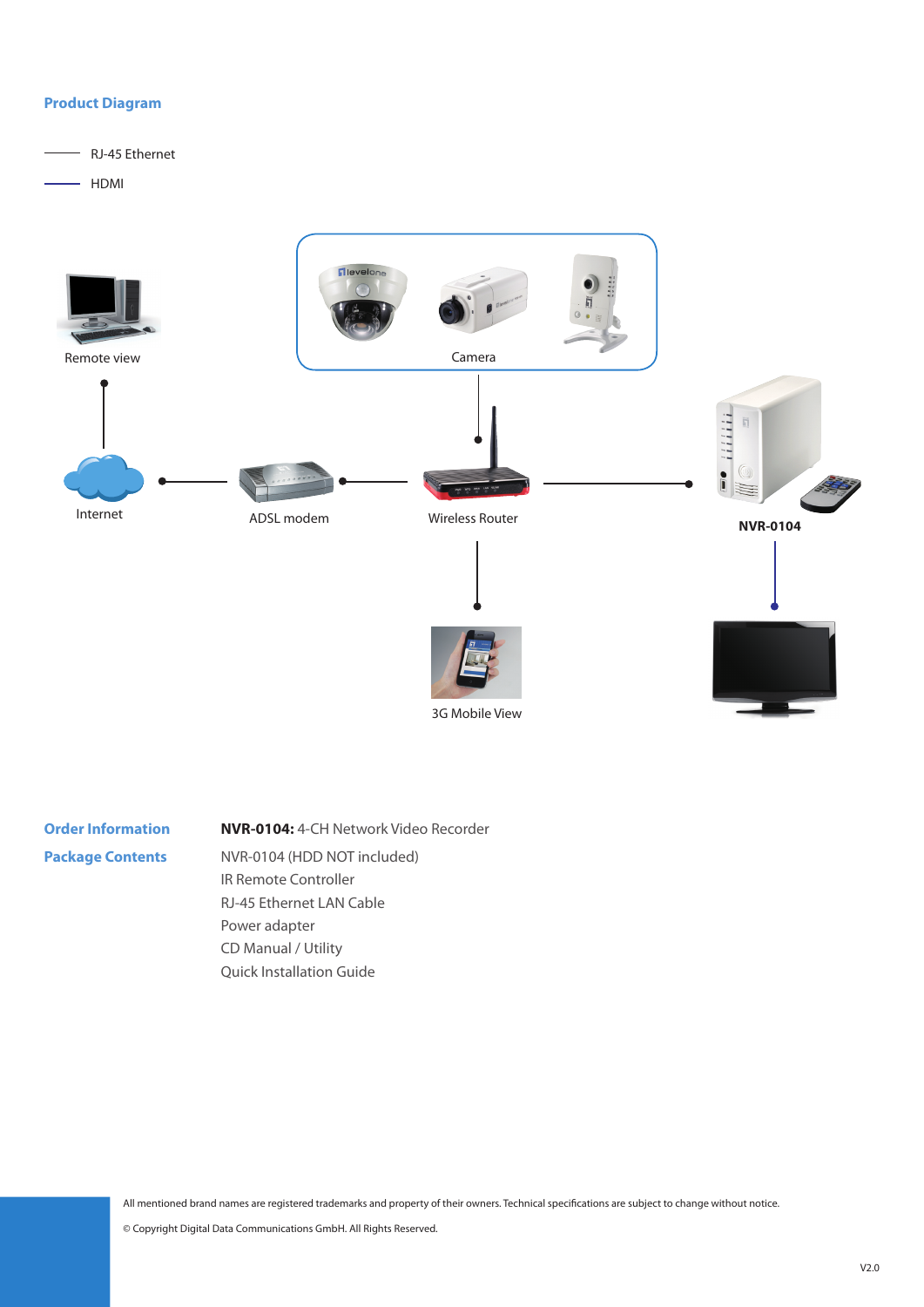## Product Diagram

RJ-45 Ethernet

HDMI

Remote view

Camera

Internet

ADSL modem

Wireless Router

**NVR-0104**

3G Mobile View

## Order Information

**NVR-0104:** 4-CH Network Video Recorder

## Package Contents

NVR-0104 (HDD NOT included)
IR Remote Controller
RJ-45 Ethernet LAN Cable
Power adapter
CD Manual / Utility
Quick Installation Guide

All mentioned brand names are registered trademarks and property of their owners. Technical specifications are subject to change without notice.

© Copyright Digital Data Communications GmbH. All Rights Reserved.

V2.0